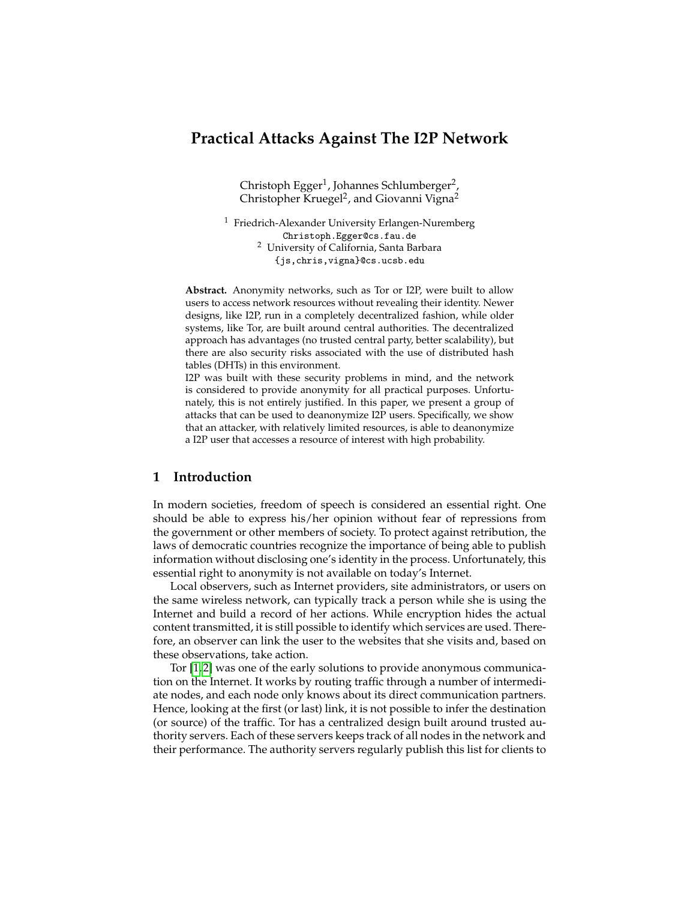# Practical Attacks Against The I2P Network

Christoph Egger[1], Johannes Schlumberger[2], Christopher Kruegel[2], and Giovanni Vigna[2]

[1] Friedrich-Alexander University Erlangen-Nuremberg
Christoph.Egger@cs.fau.de
[2] University of California, Santa Barbara
{js,chris,vigna}@cs.ucsb.edu

**Abstract.** Anonymity networks, such as Tor or I2P, were built to allow users to access network resources without revealing their identity. Newer designs, like I2P, run in a completely decentralized fashion, while older systems, like Tor, are built around central authorities. The decentralized approach has advantages (no trusted central party, better scalability), but there are also security risks associated with the use of distributed hash tables (DHTs) in this environment.

I2P was built with these security problems in mind, and the network is considered to provide anonymity for all practical purposes. Unfortunately, this is not entirely justified. In this paper, we present a group of attacks that can be used to deanonymize I2P users. Specifically, we show that an attacker, with relatively limited resources, is able to deanonymize a I2P user that accesses a resource of interest with high probability.

## 1 Introduction

In modern societies, freedom of speech is considered an essential right. One should be able to express his/her opinion without fear of repressions from the government or other members of society. To protect against retribution, the laws of democratic countries recognize the importance of being able to publish information without disclosing one's identity in the process. Unfortunately, this essential right to anonymity is not available on today's Internet.

Local observers, such as Internet providers, site administrators, or users on the same wireless network, can typically track a person while she is using the Internet and build a record of her actions. While encryption hides the actual content transmitted, it is still possible to identify which services are used. Therefore, an observer can link the user to the websites that she visits and, based on these observations, take action.

Tor [1,2] was one of the early solutions to provide anonymous communication on the Internet. It works by routing traffic through a number of intermediate nodes, and each node only knows about its direct communication partners. Hence, looking at the first (or last) link, it is not possible to infer the destination (or source) of the traffic. Tor has a centralized design built around trusted authority servers. Each of these servers keeps track of all nodes in the network and their performance. The authority servers regularly publish this list for clients to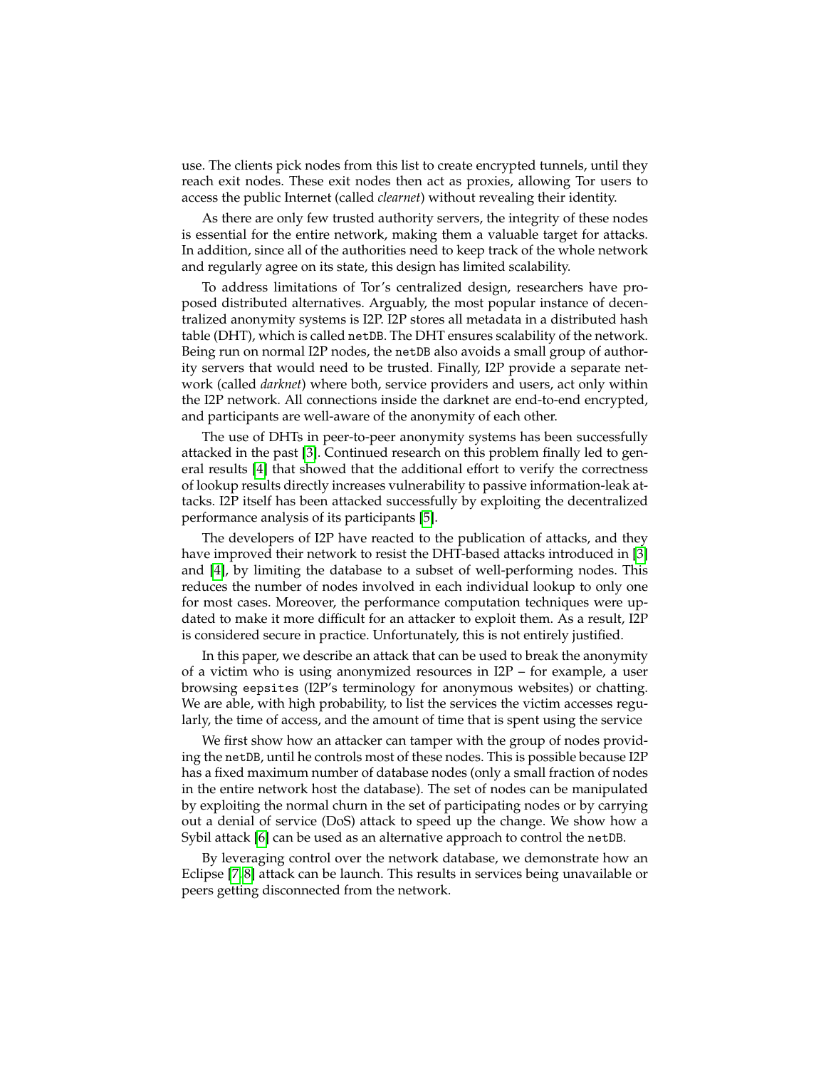use. The clients pick nodes from this list to create encrypted tunnels, until they reach exit nodes. These exit nodes then act as proxies, allowing Tor users to access the public Internet (called *clearnet*) without revealing their identity.

As there are only few trusted authority servers, the integrity of these nodes is essential for the entire network, making them a valuable target for attacks. In addition, since all of the authorities need to keep track of the whole network and regularly agree on its state, this design has limited scalability.

To address limitations of Tor's centralized design, researchers have proposed distributed alternatives. Arguably, the most popular instance of decentralized anonymity systems is I2P. I2P stores all metadata in a distributed hash table (DHT), which is called `netDB`. The DHT ensures scalability of the network. Being run on normal I2P nodes, the `netDB` also avoids a small group of authority servers that would need to be trusted. Finally, I2P provide a separate network (called *darknet*) where both, service providers and users, act only within the I2P network. All connections inside the darknet are end-to-end encrypted, and participants are well-aware of the anonymity of each other.

The use of DHTs in peer-to-peer anonymity systems has been successfully attacked in the past [3]. Continued research on this problem finally led to general results [4] that showed that the additional effort to verify the correctness of lookup results directly increases vulnerability by passive information-leak attacks. I2P itself has been attacked successfully by exploiting the decentralized performance analysis of its participants [5].

The developers of I2P have reacted to the publication of attacks, and they have improved their network to resist the DHT-based attacks introduced in [3] and [4], by limiting the database to a subset of well-performing nodes. This reduces the number of nodes involved in each individual lookup to only one for most cases. Moreover, the performance computation techniques were updated to make it more difficult for an attacker to exploit them. As a result, I2P is considered secure in practice. Unfortunately, this is not entirely justified.

In this paper, we describe an attack that can be used to break the anonymity of a victim who is using anonymized resources in I2P – for example, a user browsing `eepsites` (I2P's terminology for anonymous websites) or chatting. We are able, with high probability, to list the services the victim accesses regularly, the time of access, and the amount of time that is spent using the service

We first show how an attacker can tamper with the group of nodes providing the `netDB`, until he controls most of these nodes. This is possible because I2P has a fixed maximum number of database nodes (only a small fraction of nodes in the entire network host the database). The set of nodes can be manipulated by exploiting the normal churn in the set of participating nodes or by carrying out a denial of service (DoS) attack to speed up the change. We show how a Sybil attack [6] can be used as an alternative approach to control the `netDB`.

By leveraging control over the network database, we demonstrate how an Eclipse [7,8] attack can be launch. This results in services being unavailable or peers getting disconnected from the network.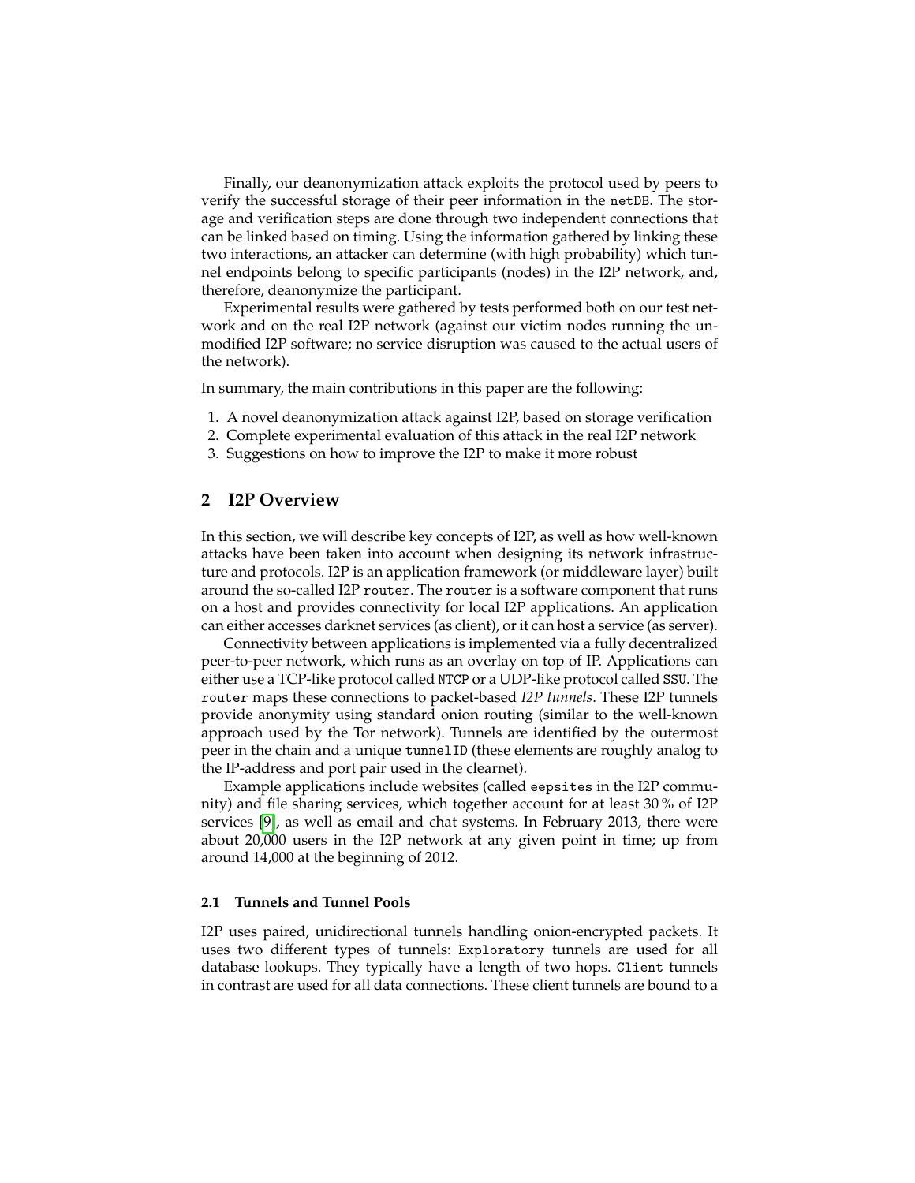Finally, our deanonymization attack exploits the protocol used by peers to verify the successful storage of their peer information in the `netDB`. The storage and verification steps are done through two independent connections that can be linked based on timing. Using the information gathered by linking these two interactions, an attacker can determine (with high probability) which tunnel endpoints belong to specific participants (nodes) in the I2P network, and, therefore, deanonymize the participant.

Experimental results were gathered by tests performed both on our test network and on the real I2P network (against our victim nodes running the unmodified I2P software; no service disruption was caused to the actual users of the network).

In summary, the main contributions in this paper are the following:

1. A novel deanonymization attack against I2P, based on storage verification
2. Complete experimental evaluation of this attack in the real I2P network
3. Suggestions on how to improve the I2P to make it more robust

## 2 I2P Overview

In this section, we will describe key concepts of I2P, as well as how well-known attacks have been taken into account when designing its network infrastructure and protocols. I2P is an application framework (or middleware layer) built around the so-called I2P `router`. The `router` is a software component that runs on a host and provides connectivity for local I2P applications. An application can either accesses darknet services (as client), or it can host a service (as server).

Connectivity between applications is implemented via a fully decentralized peer-to-peer network, which runs as an overlay on top of IP. Applications can either use a TCP-like protocol called `NTCP` or a UDP-like protocol called `SSU`. The `router` maps these connections to packet-based *I2P tunnels*. These I2P tunnels provide anonymity using standard onion routing (similar to the well-known approach used by the Tor network). Tunnels are identified by the outermost peer in the chain and a unique `tunnelID` (these elements are roughly analog to the IP-address and port pair used in the clearnet).

Example applications include websites (called `eepsites` in the I2P community) and file sharing services, which together account for at least 30 % of I2P services [9], as well as email and chat systems. In February 2013, there were about 20,000 users in the I2P network at any given point in time; up from around 14,000 at the beginning of 2012.

### 2.1 Tunnels and Tunnel Pools

I2P uses paired, unidirectional tunnels handling onion-encrypted packets. It uses two different types of tunnels: `Exploratory` tunnels are used for all database lookups. They typically have a length of two hops. `Client` tunnels in contrast are used for all data connections. These client tunnels are bound to a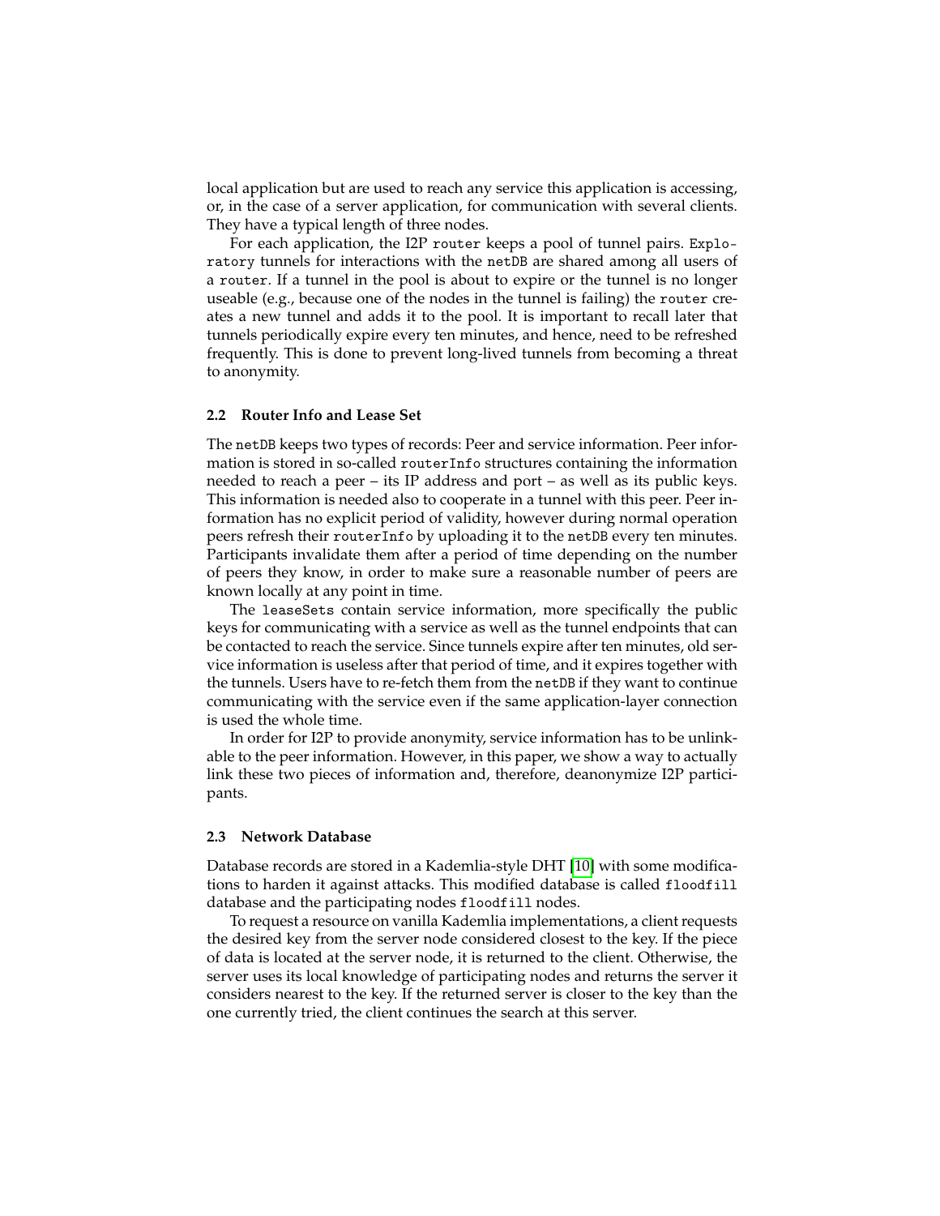local application but are used to reach any service this application is accessing, or, in the case of a server application, for communication with several clients. They have a typical length of three nodes.

For each application, the I2P `router` keeps a pool of tunnel pairs. `Exploratory` tunnels for interactions with the `netDB` are shared among all users of a `router`. If a tunnel in the pool is about to expire or the tunnel is no longer useable (e.g., because one of the nodes in the tunnel is failing) the `router` creates a new tunnel and adds it to the pool. It is important to recall later that tunnels periodically expire every ten minutes, and hence, need to be refreshed frequently. This is done to prevent long-lived tunnels from becoming a threat to anonymity.

### 2.2 Router Info and Lease Set

The `netDB` keeps two types of records: Peer and service information. Peer information is stored in so-called `routerInfo` structures containing the information needed to reach a peer – its IP address and port – as well as its public keys. This information is needed also to cooperate in a tunnel with this peer. Peer information has no explicit period of validity, however during normal operation peers refresh their `routerInfo` by uploading it to the `netDB` every ten minutes. Participants invalidate them after a period of time depending on the number of peers they know, in order to make sure a reasonable number of peers are known locally at any point in time.

The `leaseSets` contain service information, more specifically the public keys for communicating with a service as well as the tunnel endpoints that can be contacted to reach the service. Since tunnels expire after ten minutes, old service information is useless after that period of time, and it expires together with the tunnels. Users have to re-fetch them from the `netDB` if they want to continue communicating with the service even if the same application-layer connection is used the whole time.

In order for I2P to provide anonymity, service information has to be unlinkable to the peer information. However, in this paper, we show a way to actually link these two pieces of information and, therefore, deanonymize I2P participants.

### 2.3 Network Database

Database records are stored in a Kademlia-style DHT [10] with some modifications to harden it against attacks. This modified database is called `floodfill` database and the participating nodes `floodfill` nodes.

To request a resource on vanilla Kademlia implementations, a client requests the desired key from the server node considered closest to the key. If the piece of data is located at the server node, it is returned to the client. Otherwise, the server uses its local knowledge of participating nodes and returns the server it considers nearest to the key. If the returned server is closer to the key than the one currently tried, the client continues the search at this server.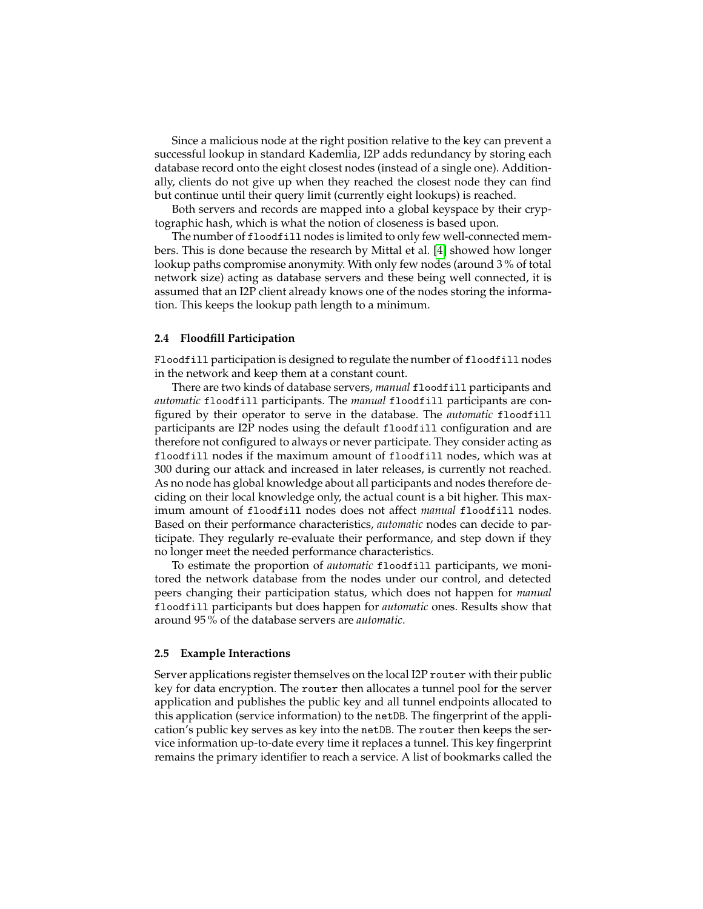Since a malicious node at the right position relative to the key can prevent a successful lookup in standard Kademlia, I2P adds redundancy by storing each database record onto the eight closest nodes (instead of a single one). Additionally, clients do not give up when they reached the closest node they can find but continue until their query limit (currently eight lookups) is reached.

Both servers and records are mapped into a global keyspace by their cryptographic hash, which is what the notion of closeness is based upon.

The number of `floodfill` nodes is limited to only few well-connected members. This is done because the research by Mittal et al. [4] showed how longer lookup paths compromise anonymity. With only few nodes (around 3 % of total network size) acting as database servers and these being well connected, it is assumed that an I2P client already knows one of the nodes storing the information. This keeps the lookup path length to a minimum.

### 2.4 Floodfill Participation

`Floodfill` participation is designed to regulate the number of `floodfill` nodes in the network and keep them at a constant count.

There are two kinds of database servers, *manual* `floodfill` participants and *automatic* `floodfill` participants. The *manual* `floodfill` participants are configured by their operator to serve in the database. The *automatic* `floodfill` participants are I2P nodes using the default `floodfill` configuration and are therefore not configured to always or never participate. They consider acting as `floodfill` nodes if the maximum amount of `floodfill` nodes, which was at 300 during our attack and increased in later releases, is currently not reached. As no node has global knowledge about all participants and nodes therefore deciding on their local knowledge only, the actual count is a bit higher. This maximum amount of `floodfill` nodes does not affect *manual* `floodfill` nodes. Based on their performance characteristics, *automatic* nodes can decide to participate. They regularly re-evaluate their performance, and step down if they no longer meet the needed performance characteristics.

To estimate the proportion of *automatic* `floodfill` participants, we monitored the network database from the nodes under our control, and detected peers changing their participation status, which does not happen for *manual* `floodfill` participants but does happen for *automatic* ones. Results show that around 95 % of the database servers are *automatic*.

### 2.5 Example Interactions

Server applications register themselves on the local I2P `router` with their public key for data encryption. The `router` then allocates a tunnel pool for the server application and publishes the public key and all tunnel endpoints allocated to this application (service information) to the `netDB`. The fingerprint of the application's public key serves as key into the `netDB`. The `router` then keeps the service information up-to-date every time it replaces a tunnel. This key fingerprint remains the primary identifier to reach a service. A list of bookmarks called the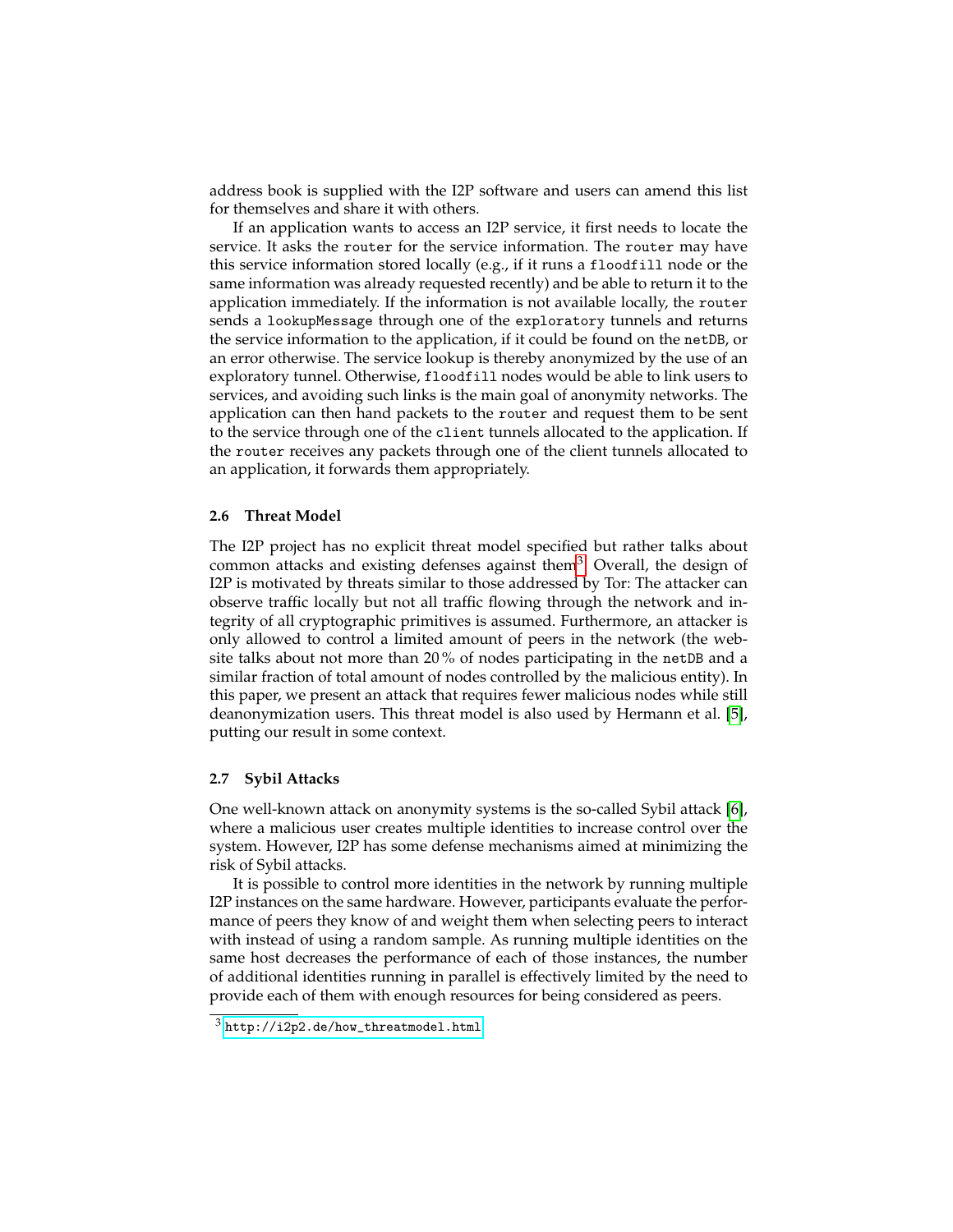address book is supplied with the I2P software and users can amend this list for themselves and share it with others.

If an application wants to access an I2P service, it first needs to locate the service. It asks the `router` for the service information. The `router` may have this service information stored locally (e.g., if it runs a `floodfill` node or the same information was already requested recently) and be able to return it to the application immediately. If the information is not available locally, the `router` sends a `lookupMessage` through one of the `exploratory` tunnels and returns the service information to the application, if it could be found on the `netDB`, or an error otherwise. The service lookup is thereby anonymized by the use of an exploratory tunnel. Otherwise, `floodfill` nodes would be able to link users to services, and avoiding such links is the main goal of anonymity networks. The application can then hand packets to the `router` and request them to be sent to the service through one of the `client` tunnels allocated to the application. If the `router` receives any packets through one of the client tunnels allocated to an application, it forwards them appropriately.

### 2.6 Threat Model

The I2P project has no explicit threat model specified but rather talks about common attacks and existing defenses against them[3]. Overall, the design of I2P is motivated by threats similar to those addressed by Tor: The attacker can observe traffic locally but not all traffic flowing through the network and integrity of all cryptographic primitives is assumed. Furthermore, an attacker is only allowed to control a limited amount of peers in the network (the website talks about not more than 20 % of nodes participating in the `netDB` and a similar fraction of total amount of nodes controlled by the malicious entity). In this paper, we present an attack that requires fewer malicious nodes while still deanonymization users. This threat model is also used by Hermann et al. [5], putting our result in some context.

### 2.7 Sybil Attacks

One well-known attack on anonymity systems is the so-called Sybil attack [6], where a malicious user creates multiple identities to increase control over the system. However, I2P has some defense mechanisms aimed at minimizing the risk of Sybil attacks.

It is possible to control more identities in the network by running multiple I2P instances on the same hardware. However, participants evaluate the performance of peers they know of and weight them when selecting peers to interact with instead of using a random sample. As running multiple identities on the same host decreases the performance of each of those instances, the number of additional identities running in parallel is effectively limited by the need to provide each of them with enough resources for being considered as peers.

[3] http://i2p2.de/how_threatmodel.html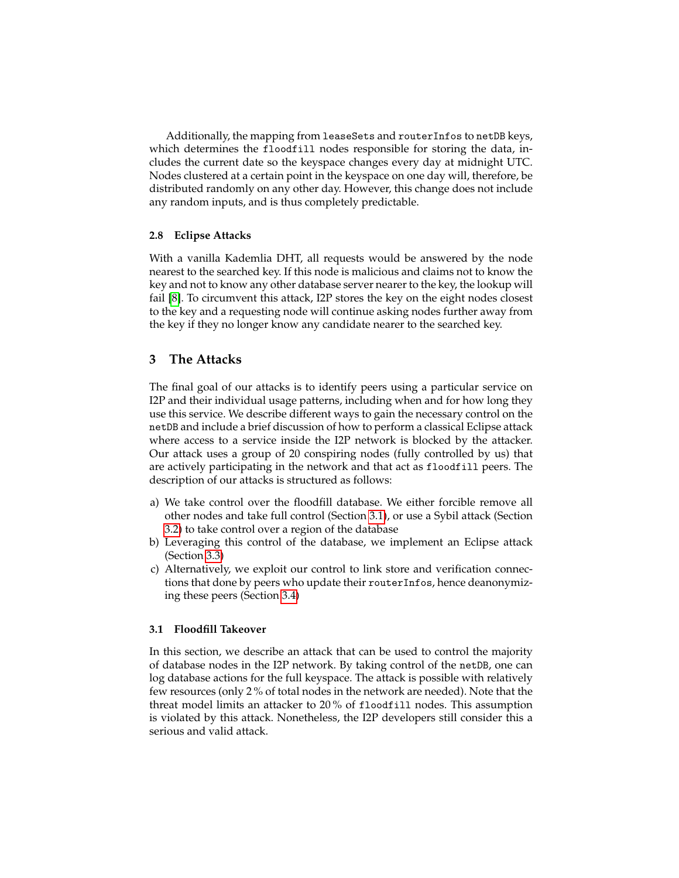Additionally, the mapping from `leaseSets` and `routerInfos` to `netDB` keys, which determines the `floodfill` nodes responsible for storing the data, includes the current date so the keyspace changes every day at midnight UTC. Nodes clustered at a certain point in the keyspace on one day will, therefore, be distributed randomly on any other day. However, this change does not include any random inputs, and is thus completely predictable.

### 2.8 Eclipse Attacks

With a vanilla Kademlia DHT, all requests would be answered by the node nearest to the searched key. If this node is malicious and claims not to know the key and not to know any other database server nearer to the key, the lookup will fail [8]. To circumvent this attack, I2P stores the key on the eight nodes closest to the key and a requesting node will continue asking nodes further away from the key if they no longer know any candidate nearer to the searched key.

## 3 The Attacks

The final goal of our attacks is to identify peers using a particular service on I2P and their individual usage patterns, including when and for how long they use this service. We describe different ways to gain the necessary control on the `netDB` and include a brief discussion of how to perform a classical Eclipse attack where access to a service inside the I2P network is blocked by the attacker. Our attack uses a group of 20 conspiring nodes (fully controlled by us) that are actively participating in the network and that act as `floodfill` peers. The description of our attacks is structured as follows:

a) We take control over the floodfill database. We either forcible remove all other nodes and take full control (Section 3.1), or use a Sybil attack (Section 3.2) to take control over a region of the database
b) Leveraging this control of the database, we implement an Eclipse attack (Section 3.3)
c) Alternatively, we exploit our control to link store and verification connections that done by peers who update their `routerInfos`, hence deanonymizing these peers (Section 3.4)

### 3.1 Floodfill Takeover

In this section, we describe an attack that can be used to control the majority of database nodes in the I2P network. By taking control of the `netDB`, one can log database actions for the full keyspace. The attack is possible with relatively few resources (only 2 % of total nodes in the network are needed). Note that the threat model limits an attacker to 20 % of `floodfill` nodes. This assumption is violated by this attack. Nonetheless, the I2P developers still consider this a serious and valid attack.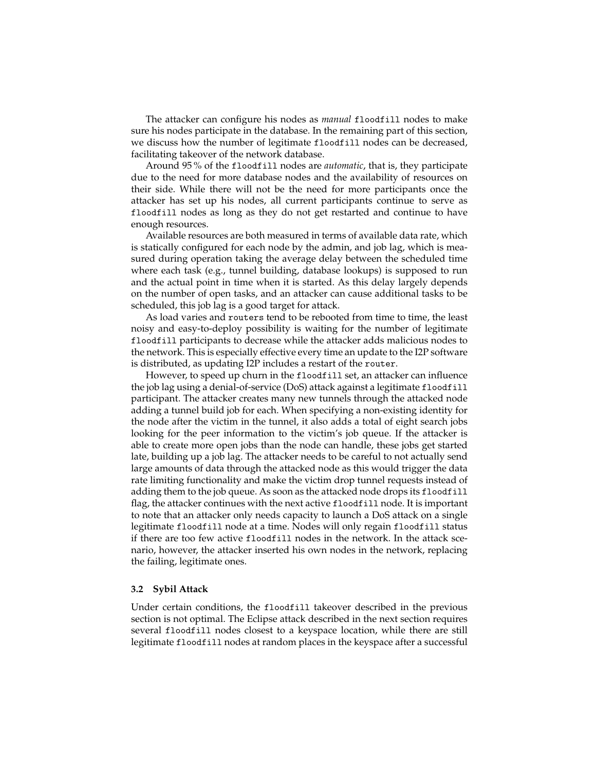The attacker can configure his nodes as *manual* `floodfill` nodes to make sure his nodes participate in the database. In the remaining part of this section, we discuss how the number of legitimate `floodfill` nodes can be decreased, facilitating takeover of the network database.

Around 95 % of the `floodfill` nodes are *automatic*, that is, they participate due to the need for more database nodes and the availability of resources on their side. While there will not be the need for more participants once the attacker has set up his nodes, all current participants continue to serve as `floodfill` nodes as long as they do not get restarted and continue to have enough resources.

Available resources are both measured in terms of available data rate, which is statically configured for each node by the admin, and job lag, which is measured during operation taking the average delay between the scheduled time where each task (e.g., tunnel building, database lookups) is supposed to run and the actual point in time when it is started. As this delay largely depends on the number of open tasks, and an attacker can cause additional tasks to be scheduled, this job lag is a good target for attack.

As load varies and `routers` tend to be rebooted from time to time, the least noisy and easy-to-deploy possibility is waiting for the number of legitimate `floodfill` participants to decrease while the attacker adds malicious nodes to the network. This is especially effective every time an update to the I2P software is distributed, as updating I2P includes a restart of the `router`.

However, to speed up churn in the `floodfill` set, an attacker can influence the job lag using a denial-of-service (DoS) attack against a legitimate `floodfill` participant. The attacker creates many new tunnels through the attacked node adding a tunnel build job for each. When specifying a non-existing identity for the node after the victim in the tunnel, it also adds a total of eight search jobs looking for the peer information to the victim's job queue. If the attacker is able to create more open jobs than the node can handle, these jobs get started late, building up a job lag. The attacker needs to be careful to not actually send large amounts of data through the attacked node as this would trigger the data rate limiting functionality and make the victim drop tunnel requests instead of adding them to the job queue. As soon as the attacked node drops its `floodfill` flag, the attacker continues with the next active `floodfill` node. It is important to note that an attacker only needs capacity to launch a DoS attack on a single legitimate `floodfill` node at a time. Nodes will only regain `floodfill` status if there are too few active `floodfill` nodes in the network. In the attack scenario, however, the attacker inserted his own nodes in the network, replacing the failing, legitimate ones.

### 3.2 Sybil Attack

Under certain conditions, the `floodfill` takeover described in the previous section is not optimal. The Eclipse attack described in the next section requires several `floodfill` nodes closest to a keyspace location, while there are still legitimate `floodfill` nodes at random places in the keyspace after a successful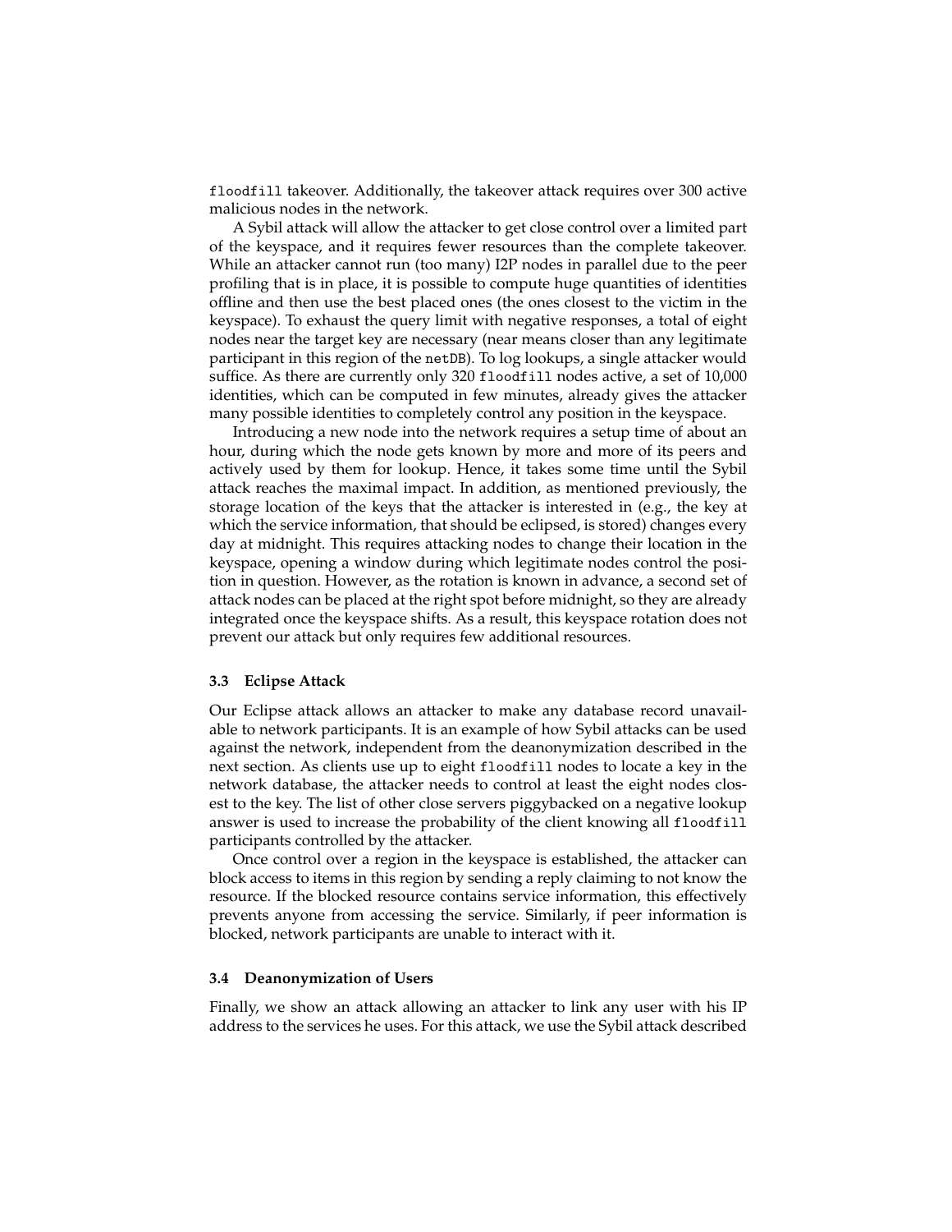floodfill takeover. Additionally, the takeover attack requires over 300 active malicious nodes in the network.

A Sybil attack will allow the attacker to get close control over a limited part of the keyspace, and it requires fewer resources than the complete takeover. While an attacker cannot run (too many) I2P nodes in parallel due to the peer profiling that is in place, it is possible to compute huge quantities of identities offline and then use the best placed ones (the ones closest to the victim in the keyspace). To exhaust the query limit with negative responses, a total of eight nodes near the target key are necessary (near means closer than any legitimate participant in this region of the netDB). To log lookups, a single attacker would suffice. As there are currently only 320 floodfill nodes active, a set of 10,000 identities, which can be computed in few minutes, already gives the attacker many possible identities to completely control any position in the keyspace.

Introducing a new node into the network requires a setup time of about an hour, during which the node gets known by more and more of its peers and actively used by them for lookup. Hence, it takes some time until the Sybil attack reaches the maximal impact. In addition, as mentioned previously, the storage location of the keys that the attacker is interested in (e.g., the key at which the service information, that should be eclipsed, is stored) changes every day at midnight. This requires attacking nodes to change their location in the keyspace, opening a window during which legitimate nodes control the position in question. However, as the rotation is known in advance, a second set of attack nodes can be placed at the right spot before midnight, so they are already integrated once the keyspace shifts. As a result, this keyspace rotation does not prevent our attack but only requires few additional resources.

### 3.3 Eclipse Attack

Our Eclipse attack allows an attacker to make any database record unavailable to network participants. It is an example of how Sybil attacks can be used against the network, independent from the deanonymization described in the next section. As clients use up to eight floodfill nodes to locate a key in the network database, the attacker needs to control at least the eight nodes closest to the key. The list of other close servers piggybacked on a negative lookup answer is used to increase the probability of the client knowing all floodfill participants controlled by the attacker.

Once control over a region in the keyspace is established, the attacker can block access to items in this region by sending a reply claiming to not know the resource. If the blocked resource contains service information, this effectively prevents anyone from accessing the service. Similarly, if peer information is blocked, network participants are unable to interact with it.

### 3.4 Deanonymization of Users

Finally, we show an attack allowing an attacker to link any user with his IP address to the services he uses. For this attack, we use the Sybil attack described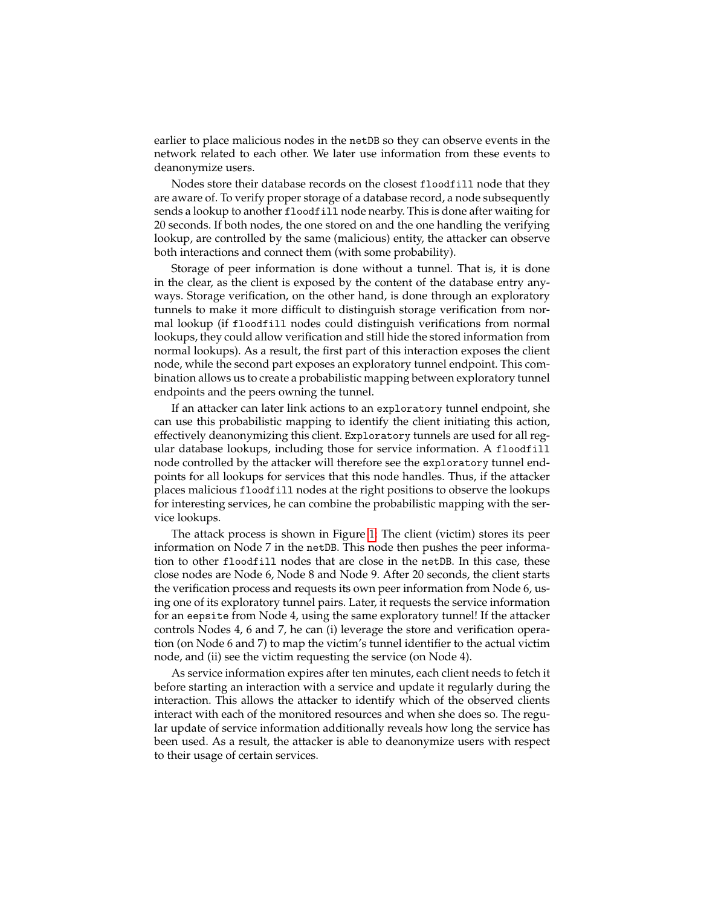earlier to place malicious nodes in the `netDB` so they can observe events in the network related to each other. We later use information from these events to deanonymize users.

Nodes store their database records on the closest `floodfill` node that they are aware of. To verify proper storage of a database record, a node subsequently sends a lookup to another `floodfill` node nearby. This is done after waiting for 20 seconds. If both nodes, the one stored on and the one handling the verifying lookup, are controlled by the same (malicious) entity, the attacker can observe both interactions and connect them (with some probability).

Storage of peer information is done without a tunnel. That is, it is done in the clear, as the client is exposed by the content of the database entry anyways. Storage verification, on the other hand, is done through an exploratory tunnels to make it more difficult to distinguish storage verification from normal lookup (if `floodfill` nodes could distinguish verifications from normal lookups, they could allow verification and still hide the stored information from normal lookups). As a result, the first part of this interaction exposes the client node, while the second part exposes an exploratory tunnel endpoint. This combination allows us to create a probabilistic mapping between exploratory tunnel endpoints and the peers owning the tunnel.

If an attacker can later link actions to an `exploratory` tunnel endpoint, she can use this probabilistic mapping to identify the client initiating this action, effectively deanonymizing this client. `Exploratory` tunnels are used for all regular database lookups, including those for service information. A `floodfill` node controlled by the attacker will therefore see the `exploratory` tunnel endpoints for all lookups for services that this node handles. Thus, if the attacker places malicious `floodfill` nodes at the right positions to observe the lookups for interesting services, he can combine the probabilistic mapping with the service lookups.

The attack process is shown in Figure 1. The client (victim) stores its peer information on Node 7 in the `netDB`. This node then pushes the peer information to other `floodfill` nodes that are close in the `netDB`. In this case, these close nodes are Node 6, Node 8 and Node 9. After 20 seconds, the client starts the verification process and requests its own peer information from Node 6, using one of its exploratory tunnel pairs. Later, it requests the service information for an `eepsite` from Node 4, using the same exploratory tunnel! If the attacker controls Nodes 4, 6 and 7, he can (i) leverage the store and verification operation (on Node 6 and 7) to map the victim's tunnel identifier to the actual victim node, and (ii) see the victim requesting the service (on Node 4).

As service information expires after ten minutes, each client needs to fetch it before starting an interaction with a service and update it regularly during the interaction. This allows the attacker to identify which of the observed clients interact with each of the monitored resources and when she does so. The regular update of service information additionally reveals how long the service has been used. As a result, the attacker is able to deanonymize users with respect to their usage of certain services.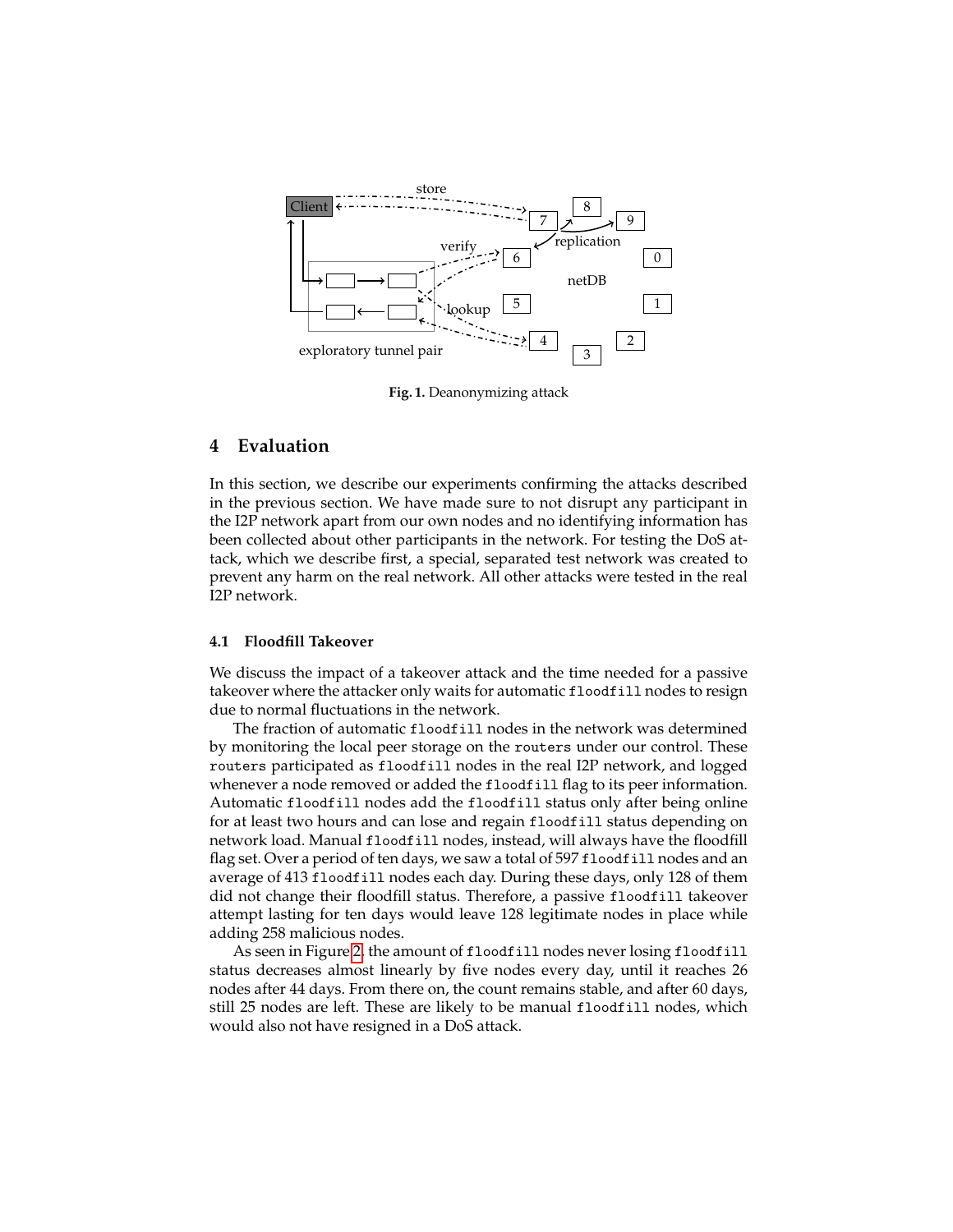**Fig. 1.** Deanonymizing attack

## 4 Evaluation

In this section, we describe our experiments confirming the attacks described in the previous section. We have made sure to not disrupt any participant in the I2P network apart from our own nodes and no identifying information has been collected about other participants in the network. For testing the DoS attack, which we describe first, a special, separated test network was created to prevent any harm on the real network. All other attacks were tested in the real I2P network.

### 4.1 Floodfill Takeover

We discuss the impact of a takeover attack and the time needed for a passive takeover where the attacker only waits for automatic `floodfill` nodes to resign due to normal fluctuations in the network.

The fraction of automatic `floodfill` nodes in the network was determined by monitoring the local peer storage on the `routers` under our control. These `routers` participated as `floodfill` nodes in the real I2P network, and logged whenever a node removed or added the `floodfill` flag to its peer information. Automatic `floodfill` nodes add the `floodfill` status only after being online for at least two hours and can lose and regain `floodfill` status depending on network load. Manual `floodfill` nodes, instead, will always have the floodfill flag set. Over a period of ten days, we saw a total of 597 `floodfill` nodes and an average of 413 `floodfill` nodes each day. During these days, only 128 of them did not change their floodfill status. Therefore, a passive `floodfill` takeover attempt lasting for ten days would leave 128 legitimate nodes in place while adding 258 malicious nodes.

As seen in Figure 2, the amount of `floodfill` nodes never losing `floodfill` status decreases almost linearly by five nodes every day, until it reaches 26 nodes after 44 days. From there on, the count remains stable, and after 60 days, still 25 nodes are left. These are likely to be manual `floodfill` nodes, which would also not have resigned in a DoS attack.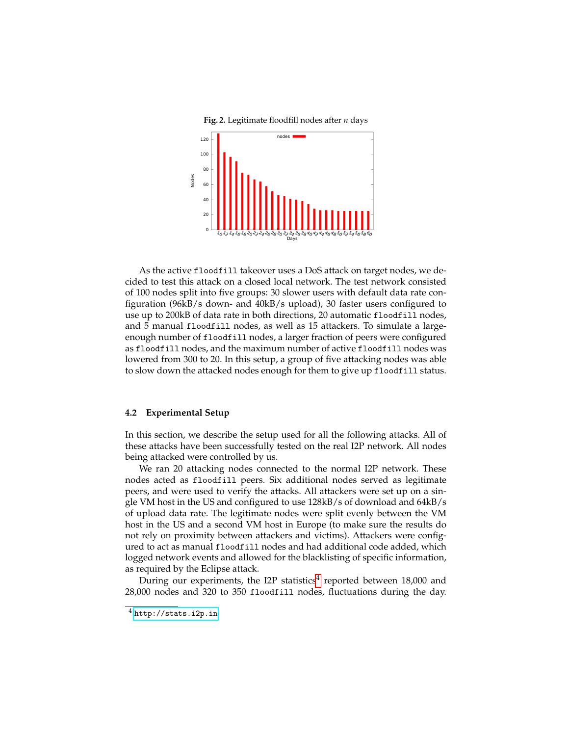**Fig. 2.** Legitimate floodfill nodes after *n* days

As the active `floodfill` takeover uses a DoS attack on target nodes, we decided to test this attack on a closed local network. The test network consisted of 100 nodes split into five groups: 30 slower users with default data rate configuration (96kB/s down- and 40kB/s upload), 30 faster users configured to use up to 200kB of data rate in both directions, 20 automatic `floodfill` nodes, and 5 manual `floodfill` nodes, as well as 15 attackers. To simulate a large-enough number of `floodfill` nodes, a larger fraction of peers were configured as `floodfill` nodes, and the maximum number of active `floodfill` nodes was lowered from 300 to 20. In this setup, a group of five attacking nodes was able to slow down the attacked nodes enough for them to give up `floodfill` status.

### 4.2 Experimental Setup

In this section, we describe the setup used for all the following attacks. All of these attacks have been successfully tested on the real I2P network. All nodes being attacked were controlled by us.

We ran 20 attacking nodes connected to the normal I2P network. These nodes acted as `floodfill` peers. Six additional nodes served as legitimate peers, and were used to verify the attacks. All attackers were set up on a single VM host in the US and configured to use 128kB/s of download and 64kB/s of upload data rate. The legitimate nodes were split evenly between the VM host in the US and a second VM host in Europe (to make sure the results do not rely on proximity between attackers and victims). Attackers were configured to act as manual `floodfill` nodes and had additional code added, which logged network events and allowed for the blacklisting of specific information, as required by the Eclipse attack.

During our experiments, the I2P statistics[4] reported between 18,000 and 28,000 nodes and 320 to 350 `floodfill` nodes, fluctuations during the day.

[4] http://stats.i2p.in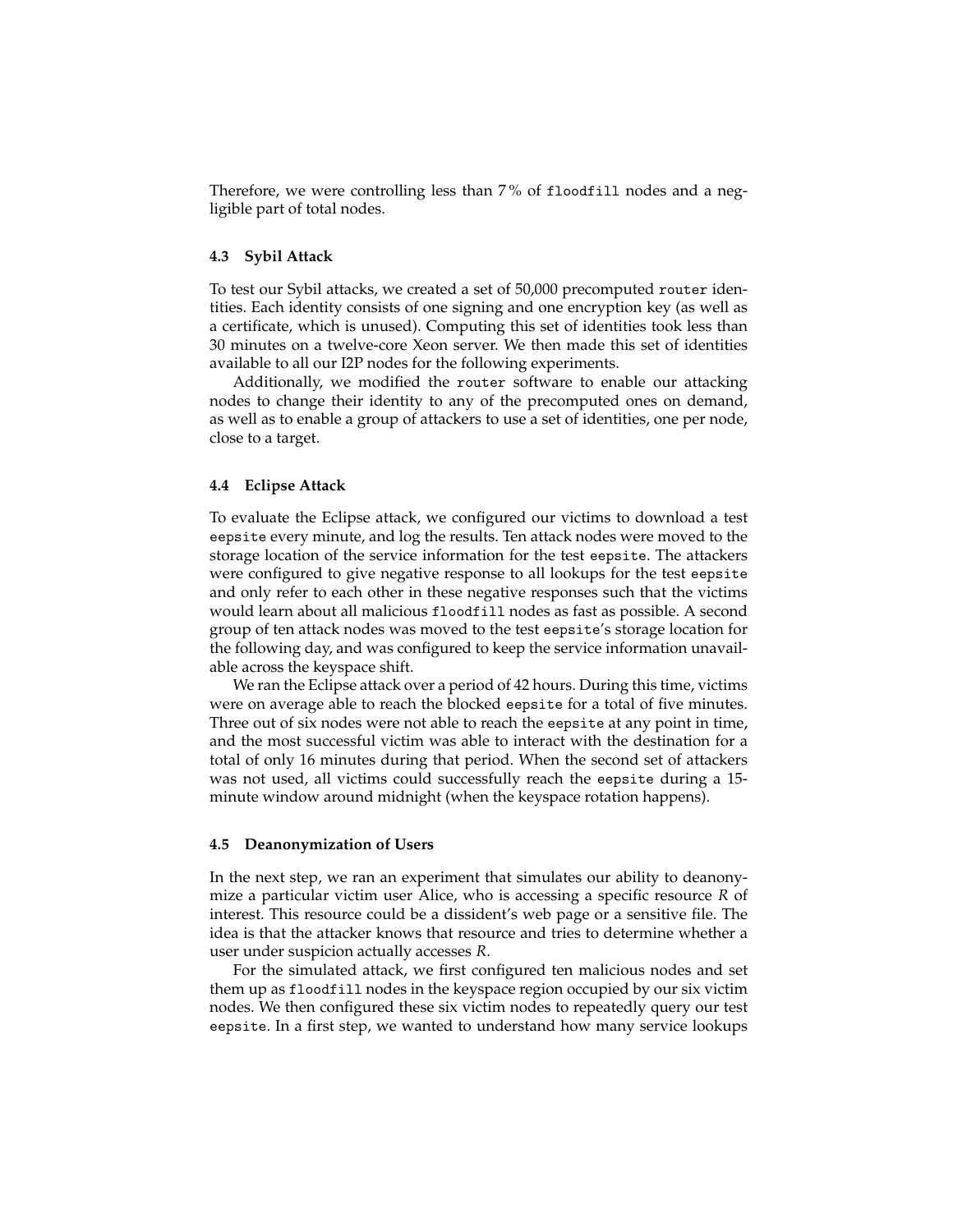Therefore, we were controlling less than 7 % of `floodfill` nodes and a negligible part of total nodes.

### 4.3 Sybil Attack

To test our Sybil attacks, we created a set of 50,000 precomputed `router` identities. Each identity consists of one signing and one encryption key (as well as a certificate, which is unused). Computing this set of identities took less than 30 minutes on a twelve-core Xeon server. We then made this set of identities available to all our I2P nodes for the following experiments.

Additionally, we modified the `router` software to enable our attacking nodes to change their identity to any of the precomputed ones on demand, as well as to enable a group of attackers to use a set of identities, one per node, close to a target.

### 4.4 Eclipse Attack

To evaluate the Eclipse attack, we configured our victims to download a test `eepsite` every minute, and log the results. Ten attack nodes were moved to the storage location of the service information for the test `eepsite`. The attackers were configured to give negative response to all lookups for the test `eepsite` and only refer to each other in these negative responses such that the victims would learn about all malicious `floodfill` nodes as fast as possible. A second group of ten attack nodes was moved to the test `eepsite`'s storage location for the following day, and was configured to keep the service information unavailable across the keyspace shift.

We ran the Eclipse attack over a period of 42 hours. During this time, victims were on average able to reach the blocked `eepsite` for a total of five minutes. Three out of six nodes were not able to reach the `eepsite` at any point in time, and the most successful victim was able to interact with the destination for a total of only 16 minutes during that period. When the second set of attackers was not used, all victims could successfully reach the `eepsite` during a 15-minute window around midnight (when the keyspace rotation happens).

### 4.5 Deanonymization of Users

In the next step, we ran an experiment that simulates our ability to deanonymize a particular victim user Alice, who is accessing a specific resource $R$ of interest. This resource could be a dissident's web page or a sensitive file. The idea is that the attacker knows that resource and tries to determine whether a user under suspicion actually accesses $R$.

For the simulated attack, we first configured ten malicious nodes and set them up as `floodfill` nodes in the keyspace region occupied by our six victim nodes. We then configured these six victim nodes to repeatedly query our test `eepsite`. In a first step, we wanted to understand how many service lookups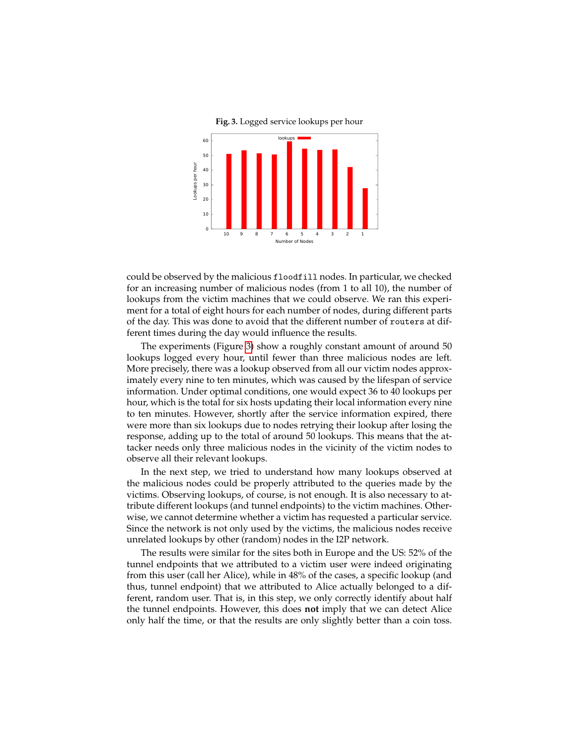**Fig. 3.** Logged service lookups per hour

lookups

Lookups per hour

0
10
20
30
40
50
60

10 9 8 7 6 5 4 3 2 1

Number of Nodes

could be observed by the malicious `floodfill` nodes. In particular, we checked for an increasing number of malicious nodes (from 1 to all 10), the number of lookups from the victim machines that we could observe. We ran this experiment for a total of eight hours for each number of nodes, during different parts of the day. This was done to avoid that the different number of `routers` at different times during the day would influence the results.

The experiments (Figure 3) show a roughly constant amount of around 50 lookups logged every hour, until fewer than three malicious nodes are left. More precisely, there was a lookup observed from all our victim nodes approximately every nine to ten minutes, which was caused by the lifespan of service information. Under optimal conditions, one would expect 36 to 40 lookups per hour, which is the total for six hosts updating their local information every nine to ten minutes. However, shortly after the service information expired, there were more than six lookups due to nodes retrying their lookup after losing the response, adding up to the total of around 50 lookups. This means that the attacker needs only three malicious nodes in the vicinity of the victim nodes to observe all their relevant lookups.

In the next step, we tried to understand how many lookups observed at the malicious nodes could be properly attributed to the queries made by the victims. Observing lookups, of course, is not enough. It is also necessary to attribute different lookups (and tunnel endpoints) to the victim machines. Otherwise, we cannot determine whether a victim has requested a particular service. Since the network is not only used by the victims, the malicious nodes receive unrelated lookups by other (random) nodes in the I2P network.

The results were similar for the sites both in Europe and the US: 52% of the tunnel endpoints that we attributed to a victim user were indeed originating from this user (call her Alice), while in 48% of the cases, a specific lookup (and thus, tunnel endpoint) that we attributed to Alice actually belonged to a different, random user. That is, in this step, we only correctly identify about half the tunnel endpoints. However, this does **not** imply that we can detect Alice only half the time, or that the results are only slightly better than a coin toss.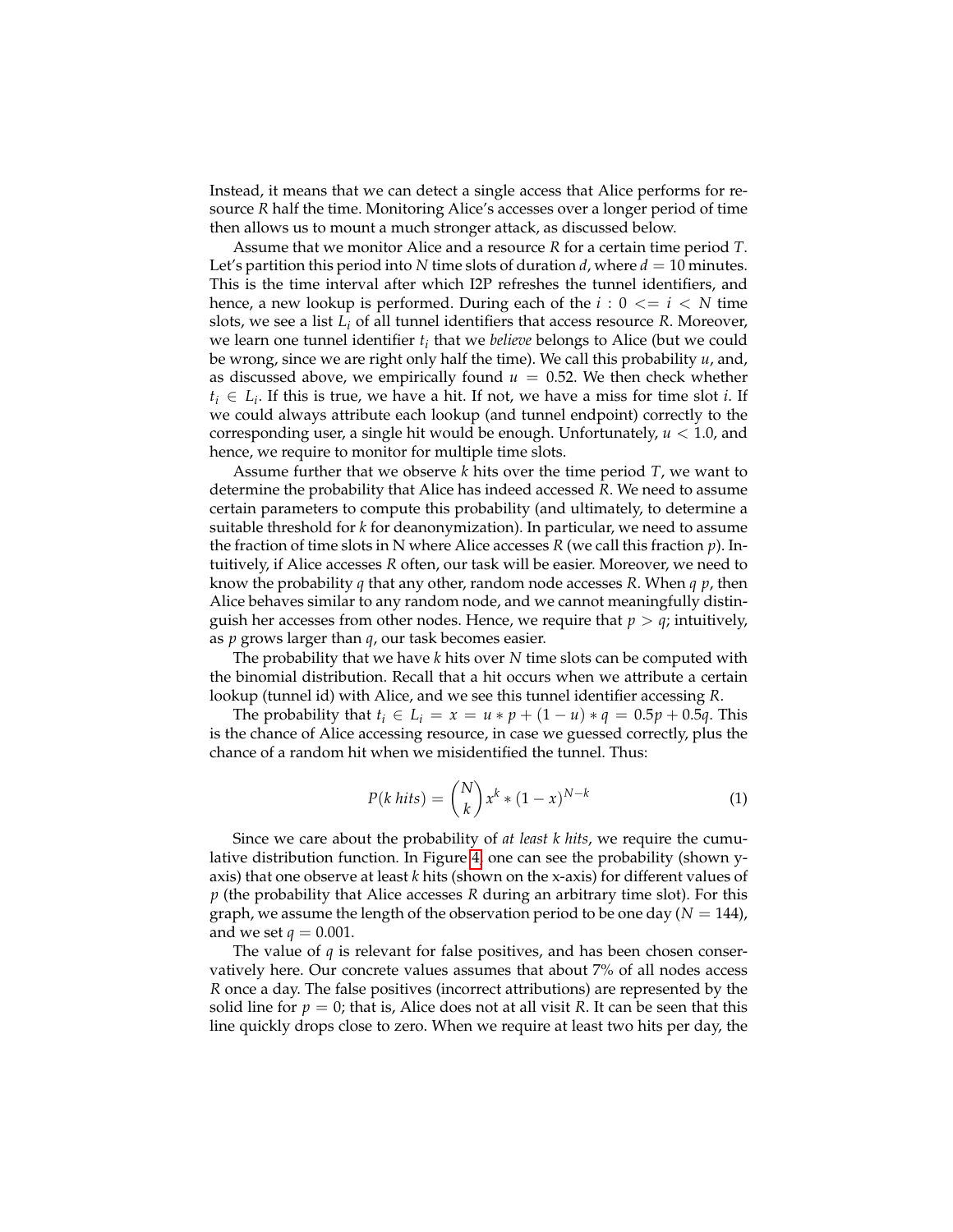Instead, it means that we can detect a single access that Alice performs for resource $R$ half the time. Monitoring Alice's accesses over a longer period of time then allows us to mount a much stronger attack, as discussed below.

Assume that we monitor Alice and a resource $R$ for a certain time period $T$. Let's partition this period into $N$ time slots of duration $d$, where $d = 10$ minutes. This is the time interval after which I2P refreshes the tunnel identifiers, and hence, a new lookup is performed. During each of the $i : 0 <= i < N$ time slots, we see a list $L_i$ of all tunnel identifiers that access resource $R$. Moreover, we learn one tunnel identifier $t_i$ that we *believe* belongs to Alice (but we could be wrong, since we are right only half the time). We call this probability $u$, and, as discussed above, we empirically found $u = 0.52$. We then check whether $t_i \in L_i$. If this is true, we have a hit. If not, we have a miss for time slot $i$. If we could always attribute each lookup (and tunnel endpoint) correctly to the corresponding user, a single hit would be enough. Unfortunately, $u < 1.0$, and hence, we require to monitor for multiple time slots.

Assume further that we observe $k$ hits over the time period $T$, we want to determine the probability that Alice has indeed accessed $R$. We need to assume certain parameters to compute this probability (and ultimately, to determine a suitable threshold for $k$ for deanonymization). In particular, we need to assume the fraction of time slots in N where Alice accesses $R$ (we call this fraction $p$). Intuitively, if Alice accesses $R$ often, our task will be easier. Moreover, we need to know the probability $q$ that any other, random node accesses $R$. When $q$ $p$, then Alice behaves similar to any random node, and we cannot meaningfully distinguish her accesses from other nodes. Hence, we require that $p > q$; intuitively, as $p$ grows larger than $q$, our task becomes easier.

The probability that we have $k$ hits over $N$ time slots can be computed with the binomial distribution. Recall that a hit occurs when we attribute a certain lookup (tunnel id) with Alice, and we see this tunnel identifier accessing $R$.

The probability that $t_i \in L_i = x = u * p + (1 - u) * q = 0.5p + 0.5q$. This is the chance of Alice accessing resource, in case we guessed correctly, plus the chance of a random hit when we misidentified the tunnel. Thus:

$$P(k\ hits) = \binom{N}{k} x^k * (1 - x)^{N-k} \tag{1}$$

Since we care about the probability of *at least k hits*, we require the cumulative distribution function. In Figure 4, one can see the probability (shown y-axis) that one observe at least $k$ hits (shown on the x-axis) for different values of $p$ (the probability that Alice accesses $R$ during an arbitrary time slot). For this graph, we assume the length of the observation period to be one day ($N = 144$), and we set $q = 0.001$.

The value of $q$ is relevant for false positives, and has been chosen conservatively here. Our concrete values assumes that about 7% of all nodes access $R$ once a day. The false positives (incorrect attributions) are represented by the solid line for $p = 0$; that is, Alice does not at all visit $R$. It can be seen that this line quickly drops close to zero. When we require at least two hits per day, the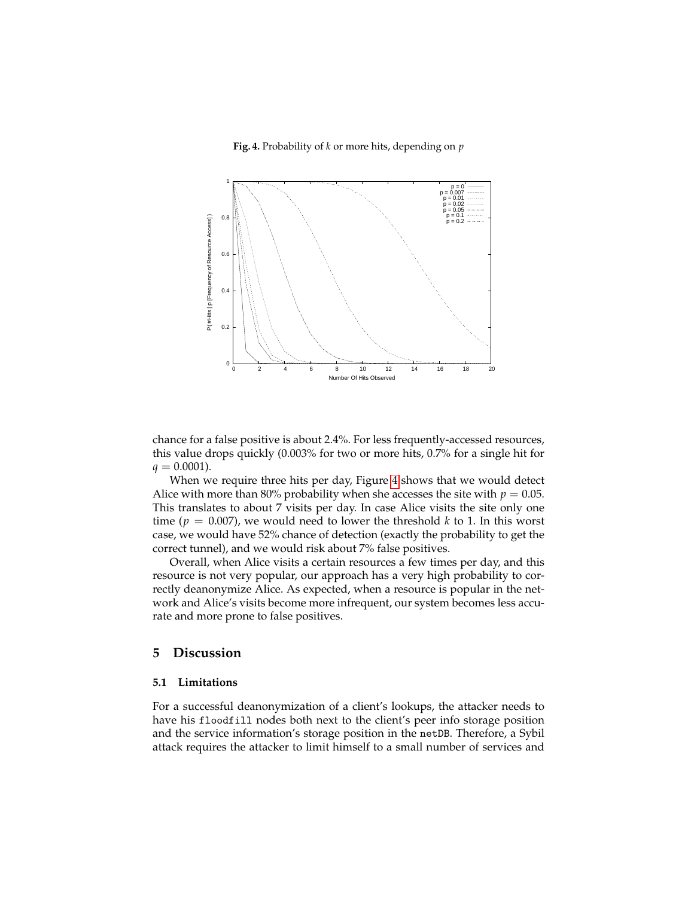**Fig. 4.** Probability of $k$ or more hits, depending on $p$

chance for a false positive is about 2.4%. For less frequently-accessed resources, this value drops quickly (0.003% for two or more hits, 0.7% for a single hit for $q = 0.0001$).

When we require three hits per day, Figure 4 shows that we would detect Alice with more than 80% probability when she accesses the site with $p = 0.05$. This translates to about 7 visits per day. In case Alice visits the site only one time ($p = 0.007$), we would need to lower the threshold $k$ to 1. In this worst case, we would have 52% chance of detection (exactly the probability to get the correct tunnel), and we would risk about 7% false positives.

Overall, when Alice visits a certain resources a few times per day, and this resource is not very popular, our approach has a very high probability to correctly deanonymize Alice. As expected, when a resource is popular in the network and Alice's visits become more infrequent, our system becomes less accurate and more prone to false positives.

## 5 Discussion

### 5.1 Limitations

For a successful deanonymization of a client's lookups, the attacker needs to have his `floodfill` nodes both next to the client's peer info storage position and the service information's storage position in the `netDB`. Therefore, a Sybil attack requires the attacker to limit himself to a small number of services and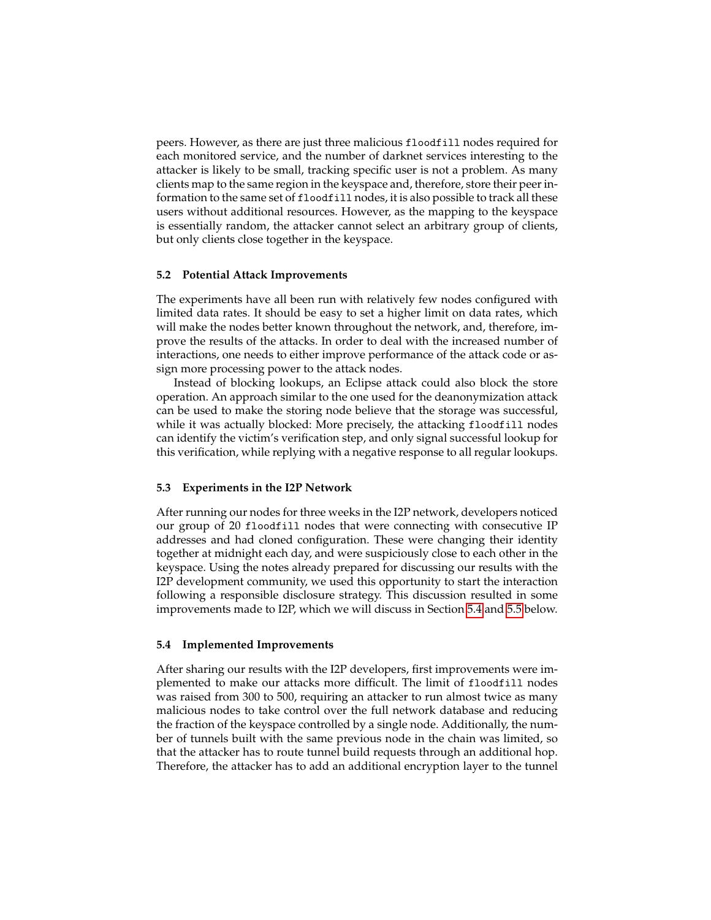peers. However, as there are just three malicious `floodfill` nodes required for each monitored service, and the number of darknet services interesting to the attacker is likely to be small, tracking specific user is not a problem. As many clients map to the same region in the keyspace and, therefore, store their peer information to the same set of `floodfill` nodes, it is also possible to track all these users without additional resources. However, as the mapping to the keyspace is essentially random, the attacker cannot select an arbitrary group of clients, but only clients close together in the keyspace.

### 5.2 Potential Attack Improvements

The experiments have all been run with relatively few nodes configured with limited data rates. It should be easy to set a higher limit on data rates, which will make the nodes better known throughout the network, and, therefore, improve the results of the attacks. In order to deal with the increased number of interactions, one needs to either improve performance of the attack code or assign more processing power to the attack nodes.

Instead of blocking lookups, an Eclipse attack could also block the store operation. An approach similar to the one used for the deanonymization attack can be used to make the storing node believe that the storage was successful, while it was actually blocked: More precisely, the attacking `floodfill` nodes can identify the victim's verification step, and only signal successful lookup for this verification, while replying with a negative response to all regular lookups.

### 5.3 Experiments in the I2P Network

After running our nodes for three weeks in the I2P network, developers noticed our group of 20 `floodfill` nodes that were connecting with consecutive IP addresses and had cloned configuration. These were changing their identity together at midnight each day, and were suspiciously close to each other in the keyspace. Using the notes already prepared for discussing our results with the I2P development community, we used this opportunity to start the interaction following a responsible disclosure strategy. This discussion resulted in some improvements made to I2P, which we will discuss in Section 5.4 and 5.5 below.

### 5.4 Implemented Improvements

After sharing our results with the I2P developers, first improvements were implemented to make our attacks more difficult. The limit of `floodfill` nodes was raised from 300 to 500, requiring an attacker to run almost twice as many malicious nodes to take control over the full network database and reducing the fraction of the keyspace controlled by a single node. Additionally, the number of tunnels built with the same previous node in the chain was limited, so that the attacker has to route tunnel build requests through an additional hop. Therefore, the attacker has to add an additional encryption layer to the tunnel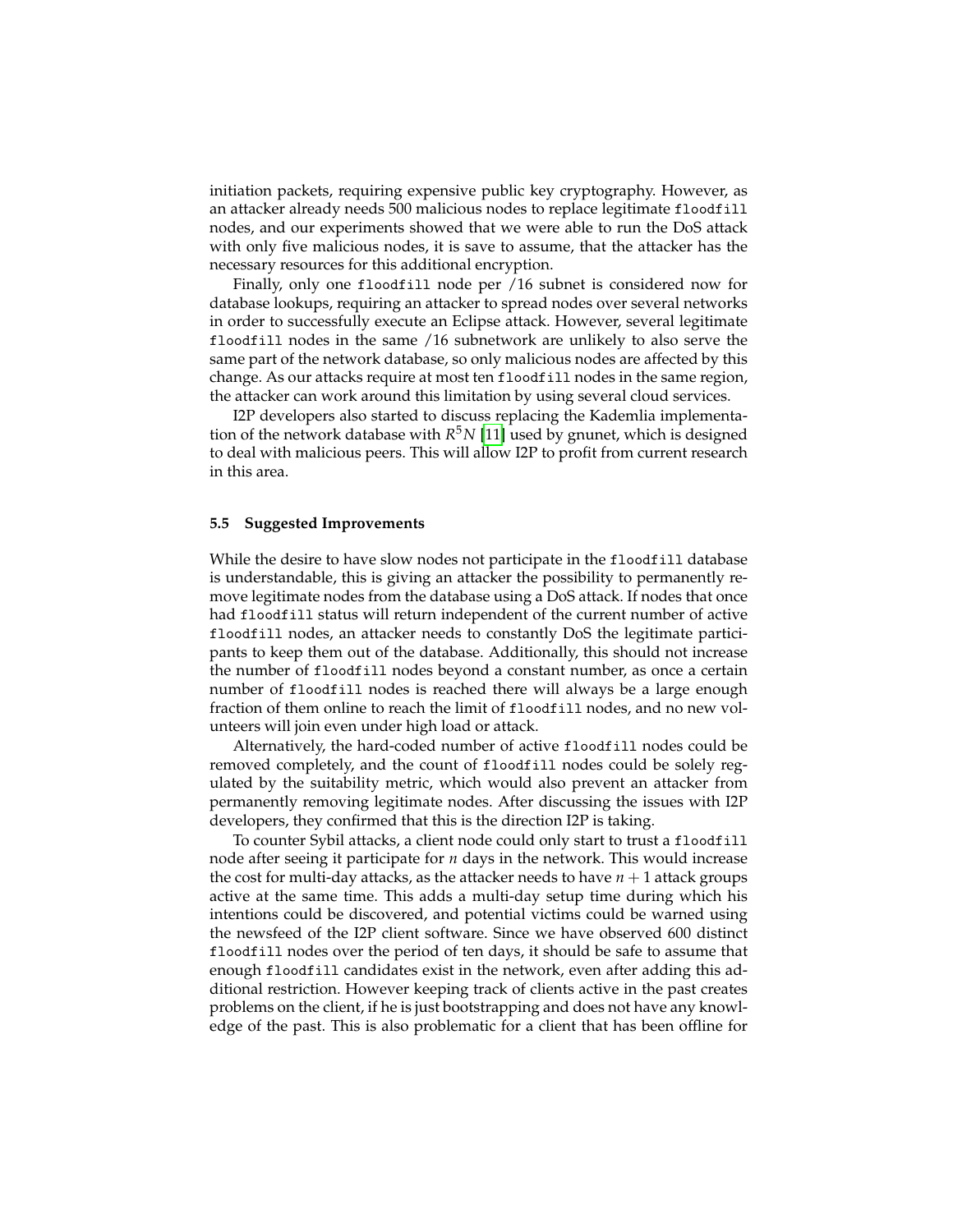initiation packets, requiring expensive public key cryptography. However, as an attacker already needs 500 malicious nodes to replace legitimate floodfill nodes, and our experiments showed that we were able to run the DoS attack with only five malicious nodes, it is save to assume, that the attacker has the necessary resources for this additional encryption.

Finally, only one floodfill node per /16 subnet is considered now for database lookups, requiring an attacker to spread nodes over several networks in order to successfully execute an Eclipse attack. However, several legitimate floodfill nodes in the same /16 subnetwork are unlikely to also serve the same part of the network database, so only malicious nodes are affected by this change. As our attacks require at most ten floodfill nodes in the same region, the attacker can work around this limitation by using several cloud services.

I2P developers also started to discuss replacing the Kademlia implementation of the network database with $R^5N$ [11] used by gnunet, which is designed to deal with malicious peers. This will allow I2P to profit from current research in this area.

### 5.5 Suggested Improvements

While the desire to have slow nodes not participate in the floodfill database is understandable, this is giving an attacker the possibility to permanently remove legitimate nodes from the database using a DoS attack. If nodes that once had floodfill status will return independent of the current number of active floodfill nodes, an attacker needs to constantly DoS the legitimate participants to keep them out of the database. Additionally, this should not increase the number of floodfill nodes beyond a constant number, as once a certain number of floodfill nodes is reached there will always be a large enough fraction of them online to reach the limit of floodfill nodes, and no new volunteers will join even under high load or attack.

Alternatively, the hard-coded number of active floodfill nodes could be removed completely, and the count of floodfill nodes could be solely regulated by the suitability metric, which would also prevent an attacker from permanently removing legitimate nodes. After discussing the issues with I2P developers, they confirmed that this is the direction I2P is taking.

To counter Sybil attacks, a client node could only start to trust a floodfill node after seeing it participate for $n$ days in the network. This would increase the cost for multi-day attacks, as the attacker needs to have $n + 1$ attack groups active at the same time. This adds a multi-day setup time during which his intentions could be discovered, and potential victims could be warned using the newsfeed of the I2P client software. Since we have observed 600 distinct floodfill nodes over the period of ten days, it should be safe to assume that enough floodfill candidates exist in the network, even after adding this additional restriction. However keeping track of clients active in the past creates problems on the client, if he is just bootstrapping and does not have any knowledge of the past. This is also problematic for a client that has been offline for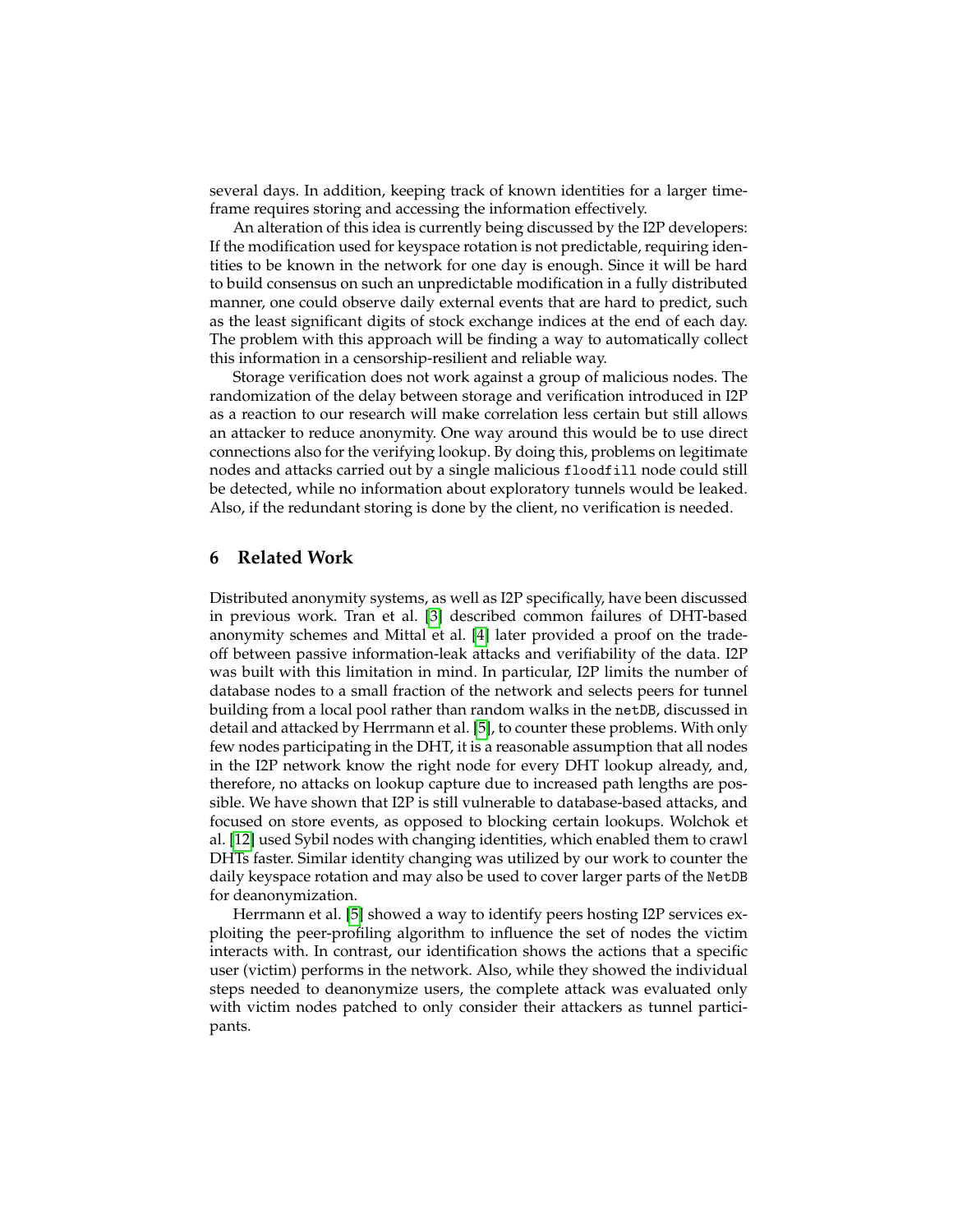several days. In addition, keeping track of known identities for a larger timeframe requires storing and accessing the information effectively.

An alteration of this idea is currently being discussed by the I2P developers: If the modification used for keyspace rotation is not predictable, requiring identities to be known in the network for one day is enough. Since it will be hard to build consensus on such an unpredictable modification in a fully distributed manner, one could observe daily external events that are hard to predict, such as the least significant digits of stock exchange indices at the end of each day. The problem with this approach will be finding a way to automatically collect this information in a censorship-resilient and reliable way.

Storage verification does not work against a group of malicious nodes. The randomization of the delay between storage and verification introduced in I2P as a reaction to our research will make correlation less certain but still allows an attacker to reduce anonymity. One way around this would be to use direct connections also for the verifying lookup. By doing this, problems on legitimate nodes and attacks carried out by a single malicious `floodfill` node could still be detected, while no information about exploratory tunnels would be leaked. Also, if the redundant storing is done by the client, no verification is needed.

## 6 Related Work

Distributed anonymity systems, as well as I2P specifically, have been discussed in previous work. Tran et al. [3] described common failures of DHT-based anonymity schemes and Mittal et al. [4] later provided a proof on the tradeoff between passive information-leak attacks and verifiability of the data. I2P was built with this limitation in mind. In particular, I2P limits the number of database nodes to a small fraction of the network and selects peers for tunnel building from a local pool rather than random walks in the `netDB`, discussed in detail and attacked by Herrmann et al. [5], to counter these problems. With only few nodes participating in the DHT, it is a reasonable assumption that all nodes in the I2P network know the right node for every DHT lookup already, and, therefore, no attacks on lookup capture due to increased path lengths are possible. We have shown that I2P is still vulnerable to database-based attacks, and focused on store events, as opposed to blocking certain lookups. Wolchok et al. [12] used Sybil nodes with changing identities, which enabled them to crawl DHTs faster. Similar identity changing was utilized by our work to counter the daily keyspace rotation and may also be used to cover larger parts of the `NetDB` for deanonymization.

Herrmann et al. [5] showed a way to identify peers hosting I2P services exploiting the peer-profiling algorithm to influence the set of nodes the victim interacts with. In contrast, our identification shows the actions that a specific user (victim) performs in the network. Also, while they showed the individual steps needed to deanonymize users, the complete attack was evaluated only with victim nodes patched to only consider their attackers as tunnel participants.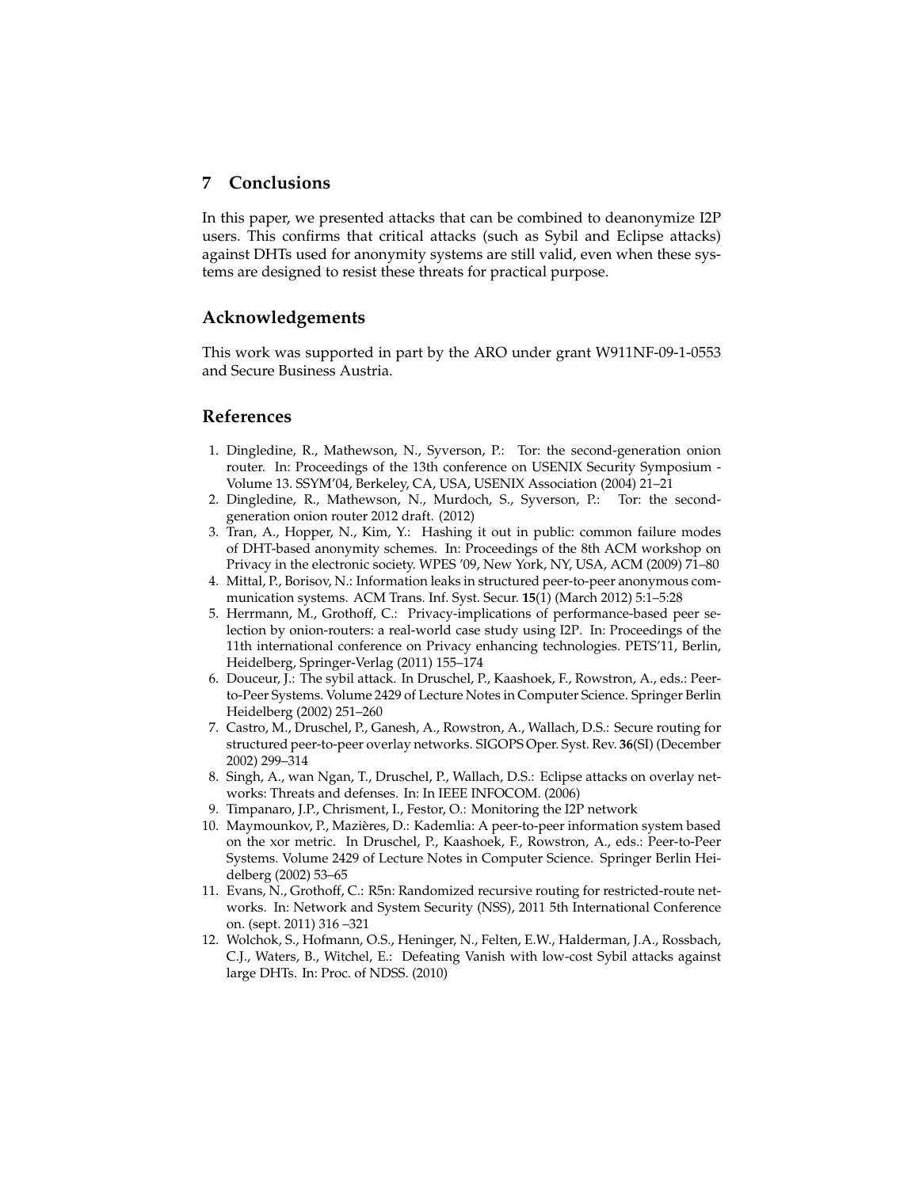## 7 Conclusions

In this paper, we presented attacks that can be combined to deanonymize I2P users. This confirms that critical attacks (such as Sybil and Eclipse attacks) against DHTs used for anonymity systems are still valid, even when these systems are designed to resist these threats for practical purpose.

## Acknowledgements

This work was supported in part by the ARO under grant W911NF-09-1-0553 and Secure Business Austria.

## References

1. Dingledine, R., Mathewson, N., Syverson, P.: Tor: the second-generation onion router. In: Proceedings of the 13th conference on USENIX Security Symposium - Volume 13. SSYM'04, Berkeley, CA, USA, USENIX Association (2004) 21–21
2. Dingledine, R., Mathewson, N., Murdoch, S., Syverson, P.: Tor: the second-generation onion router 2012 draft. (2012)
3. Tran, A., Hopper, N., Kim, Y.: Hashing it out in public: common failure modes of DHT-based anonymity schemes. In: Proceedings of the 8th ACM workshop on Privacy in the electronic society. WPES '09, New York, NY, USA, ACM (2009) 71–80
4. Mittal, P., Borisov, N.: Information leaks in structured peer-to-peer anonymous communication systems. ACM Trans. Inf. Syst. Secur. **15**(1) (March 2012) 5:1–5:28
5. Herrmann, M., Grothoff, C.: Privacy-implications of performance-based peer selection by onion-routers: a real-world case study using I2P. In: Proceedings of the 11th international conference on Privacy enhancing technologies. PETS'11, Berlin, Heidelberg, Springer-Verlag (2011) 155–174
6. Douceur, J.: The sybil attack. In Druschel, P., Kaashoek, F., Rowstron, A., eds.: Peer-to-Peer Systems. Volume 2429 of Lecture Notes in Computer Science. Springer Berlin Heidelberg (2002) 251–260
7. Castro, M., Druschel, P., Ganesh, A., Rowstron, A., Wallach, D.S.: Secure routing for structured peer-to-peer overlay networks. SIGOPS Oper. Syst. Rev. **36**(SI) (December 2002) 299–314
8. Singh, A., wan Ngan, T., Druschel, P., Wallach, D.S.: Eclipse attacks on overlay networks: Threats and defenses. In: In IEEE INFOCOM. (2006)
9. Timpanaro, J.P., Chrisment, I., Festor, O.: Monitoring the I2P network
10. Maymounkov, P., Mazières, D.: Kademlia: A peer-to-peer information system based on the xor metric. In Druschel, P., Kaashoek, F., Rowstron, A., eds.: Peer-to-Peer Systems. Volume 2429 of Lecture Notes in Computer Science. Springer Berlin Heidelberg (2002) 53–65
11. Evans, N., Grothoff, C.: R5n: Randomized recursive routing for restricted-route networks. In: Network and System Security (NSS), 2011 5th International Conference on. (sept. 2011) 316 –321
12. Wolchok, S., Hofmann, O.S., Heninger, N., Felten, E.W., Halderman, J.A., Rossbach, C.J., Waters, B., Witchel, E.: Defeating Vanish with low-cost Sybil attacks against large DHTs. In: Proc. of NDSS. (2010)